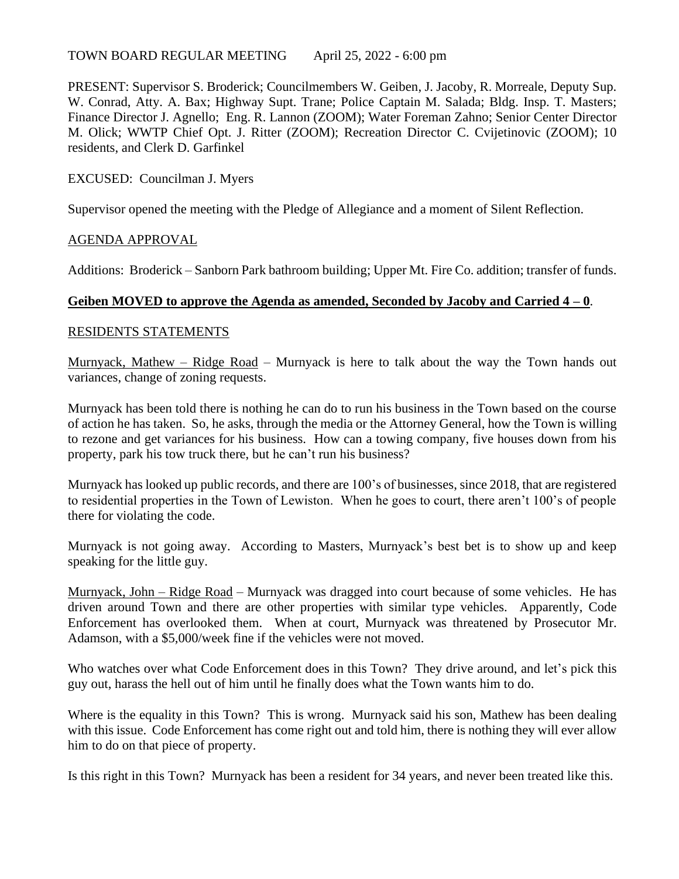TOWN BOARD REGULAR MEETING April 25, 2022 - 6:00 pm

PRESENT: Supervisor S. Broderick; Councilmembers W. Geiben, J. Jacoby, R. Morreale, Deputy Sup. W. Conrad, Atty. A. Bax; Highway Supt. Trane; Police Captain M. Salada; Bldg. Insp. T. Masters; Finance Director J. Agnello; Eng. R. Lannon (ZOOM); Water Foreman Zahno; Senior Center Director M. Olick; WWTP Chief Opt. J. Ritter (ZOOM); Recreation Director C. Cvijetinovic (ZOOM); 10 residents, and Clerk D. Garfinkel

EXCUSED: Councilman J. Myers

Supervisor opened the meeting with the Pledge of Allegiance and a moment of Silent Reflection.

AGENDA APPROVAL

Additions: Broderick – Sanborn Park bathroom building; Upper Mt. Fire Co. addition; transfer of funds.

**Geiben MOVED to approve the Agenda as amended, Seconded by Jacoby and Carried 4 – 0**.

RESIDENTS STATEMENTS

Murnyack, Mathew – Ridge Road – Murnyack is here to talk about the way the Town hands out variances, change of zoning requests.

Murnyack has been told there is nothing he can do to run his business in the Town based on the course of action he has taken. So, he asks, through the media or the Attorney General, how the Town is willing to rezone and get variances for his business. How can a towing company, five houses down from his property, park his tow truck there, but he can't run his business?

Murnyack has looked up public records, and there are 100's of businesses, since 2018, that are registered to residential properties in the Town of Lewiston. When he goes to court, there aren't 100's of people there for violating the code.

Murnyack is not going away. According to Masters, Murnyack's best bet is to show up and keep speaking for the little guy.

Murnyack, John – Ridge Road – Murnyack was dragged into court because of some vehicles. He has driven around Town and there are other properties with similar type vehicles. Apparently, Code Enforcement has overlooked them. When at court, Murnyack was threatened by Prosecutor Mr. Adamson, with a $5,000/week fine if the vehicles were not moved.

Who watches over what Code Enforcement does in this Town? They drive around, and let's pick this guy out, harass the hell out of him until he finally does what the Town wants him to do.

Where is the equality in this Town? This is wrong. Murnyack said his son, Mathew has been dealing with this issue. Code Enforcement has come right out and told him, there is nothing they will ever allow him to do on that piece of property.

Is this right in this Town? Murnyack has been a resident for 34 years, and never been treated like this.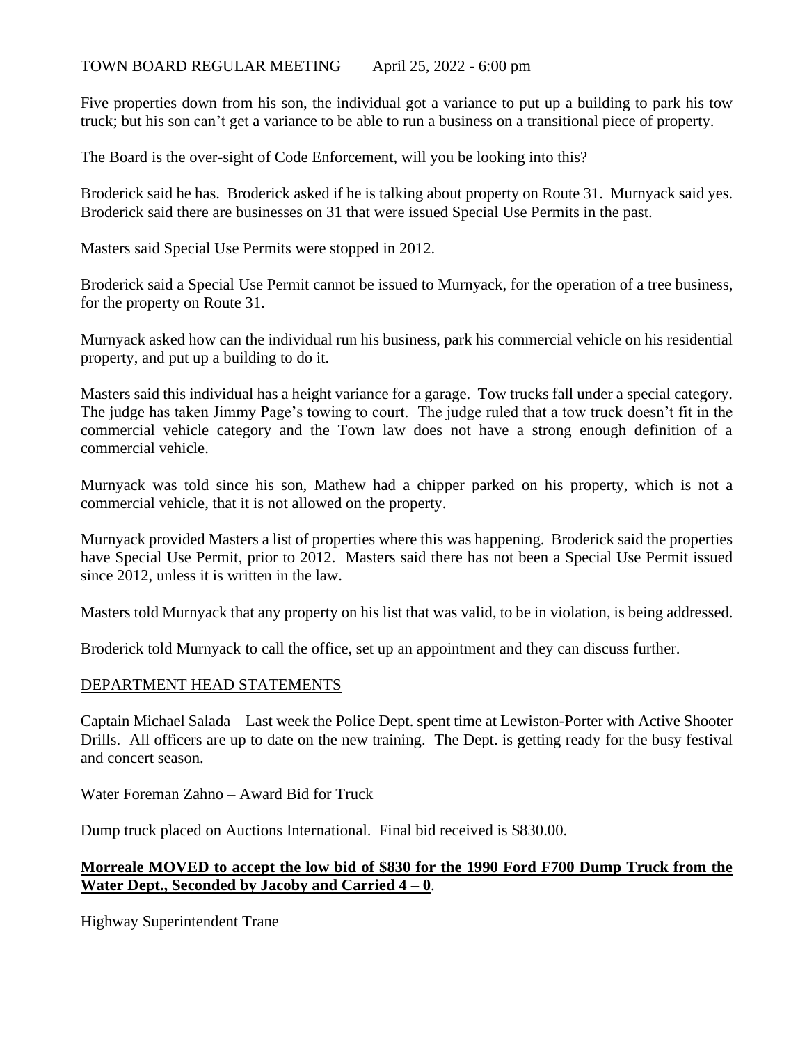Five properties down from his son, the individual got a variance to put up a building to park his tow truck; but his son can't get a variance to be able to run a business on a transitional piece of property.

The Board is the over-sight of Code Enforcement, will you be looking into this?

Broderick said he has. Broderick asked if he is talking about property on Route 31. Murnyack said yes. Broderick said there are businesses on 31 that were issued Special Use Permits in the past.

Masters said Special Use Permits were stopped in 2012.

Broderick said a Special Use Permit cannot be issued to Murnyack, for the operation of a tree business, for the property on Route 31.

Murnyack asked how can the individual run his business, park his commercial vehicle on his residential property, and put up a building to do it.

Masters said this individual has a height variance for a garage. Tow trucks fall under a special category. The judge has taken Jimmy Page's towing to court. The judge ruled that a tow truck doesn't fit in the commercial vehicle category and the Town law does not have a strong enough definition of a commercial vehicle.

Murnyack was told since his son, Mathew had a chipper parked on his property, which is not a commercial vehicle, that it is not allowed on the property.

Murnyack provided Masters a list of properties where this was happening. Broderick said the properties have Special Use Permit, prior to 2012. Masters said there has not been a Special Use Permit issued since 2012, unless it is written in the law.

Masters told Murnyack that any property on his list that was valid, to be in violation, is being addressed.

Broderick told Murnyack to call the office, set up an appointment and they can discuss further.

## DEPARTMENT HEAD STATEMENTS

Captain Michael Salada – Last week the Police Dept. spent time at Lewiston-Porter with Active Shooter Drills. All officers are up to date on the new training. The Dept. is getting ready for the busy festival and concert season.

Water Foreman Zahno – Award Bid for Truck

Dump truck placed on Auctions International. Final bid received is $830.00.

**Morreale MOVED to accept the low bid of $830 for the 1990 Ford F700 Dump Truck from the Water Dept., Seconded by Jacoby and Carried 4 – 0**.

Highway Superintendent Trane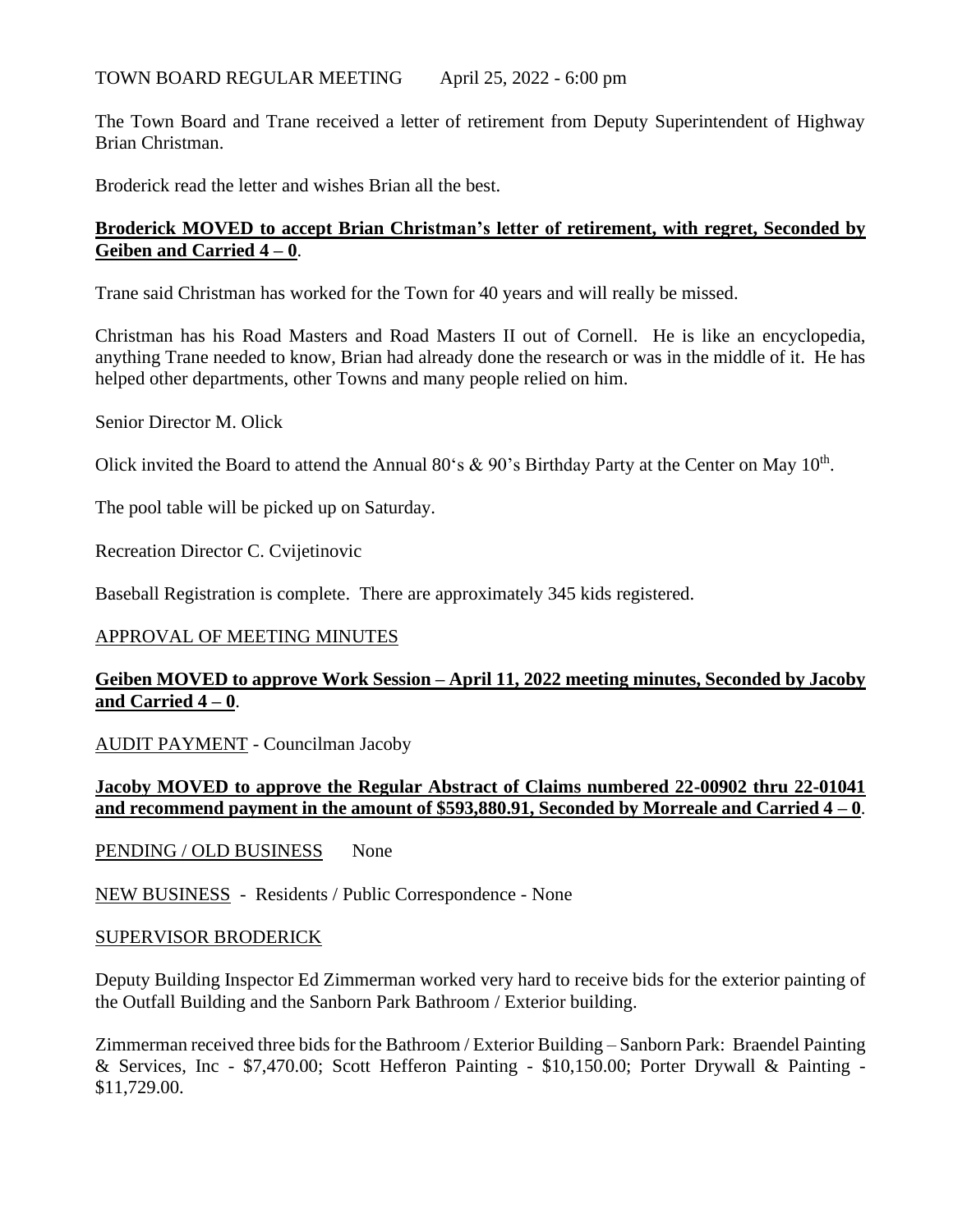TOWN BOARD REGULAR MEETING April 25, 2022 - 6:00 pm

The Town Board and Trane received a letter of retirement from Deputy Superintendent of Highway Brian Christman.

Broderick read the letter and wishes Brian all the best.

**Broderick MOVED to accept Brian Christman's letter of retirement, with regret, Seconded by Geiben and Carried 4 – 0**.

Trane said Christman has worked for the Town for 40 years and will really be missed.

Christman has his Road Masters and Road Masters II out of Cornell. He is like an encyclopedia, anything Trane needed to know, Brian had already done the research or was in the middle of it. He has helped other departments, other Towns and many people relied on him.

Senior Director M. Olick

Olick invited the Board to attend the Annual 80's & 90's Birthday Party at the Center on May 10th.

The pool table will be picked up on Saturday.

Recreation Director C. Cvijetinovic

Baseball Registration is complete. There are approximately 345 kids registered.

APPROVAL OF MEETING MINUTES

**Geiben MOVED to approve Work Session – April 11, 2022 meeting minutes, Seconded by Jacoby and Carried 4 – 0**.

AUDIT PAYMENT - Councilman Jacoby

**Jacoby MOVED to approve the Regular Abstract of Claims numbered 22-00902 thru 22-01041 and recommend payment in the amount of $593,880.91, Seconded by Morreale and Carried 4 – 0**.

PENDING / OLD BUSINESS None

NEW BUSINESS - Residents / Public Correspondence - None

SUPERVISOR BRODERICK

Deputy Building Inspector Ed Zimmerman worked very hard to receive bids for the exterior painting of the Outfall Building and the Sanborn Park Bathroom / Exterior building.

Zimmerman received three bids for the Bathroom / Exterior Building – Sanborn Park: Braendel Painting & Services, Inc - $7,470.00; Scott Hefferon Painting - $10,150.00; Porter Drywall & Painting - $11,729.00.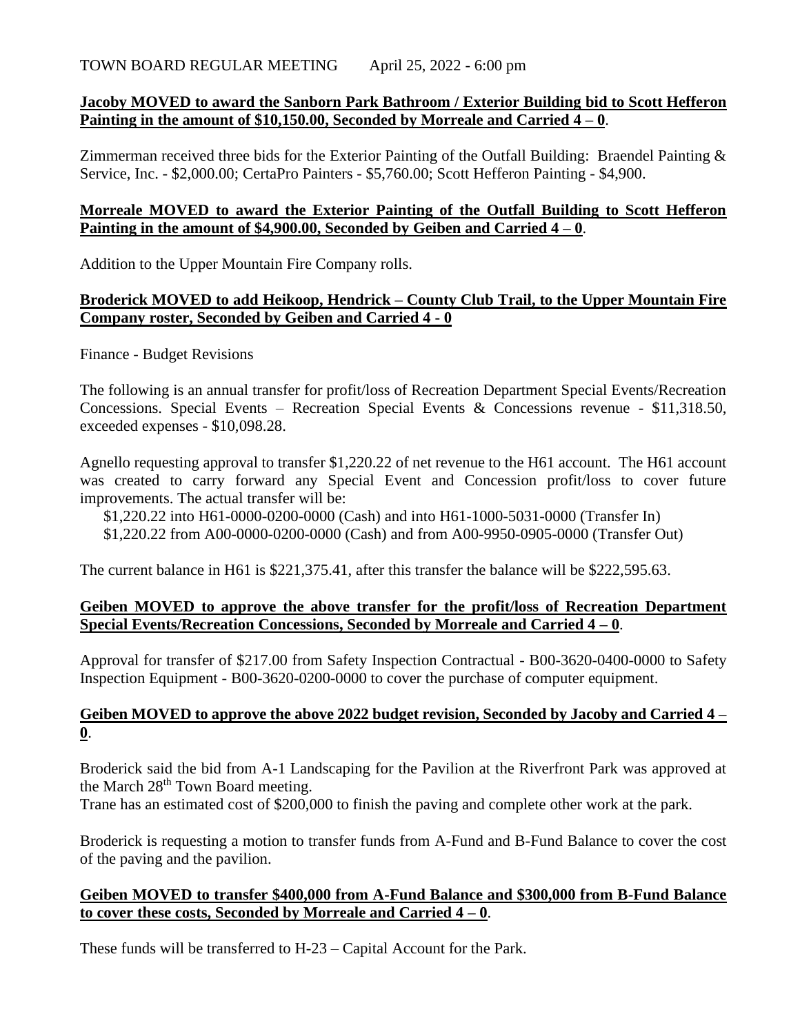TOWN BOARD REGULAR MEETING April 25, 2022 - 6:00 pm

**Jacoby MOVED to award the Sanborn Park Bathroom / Exterior Building bid to Scott Hefferon Painting in the amount of $10,150.00, Seconded by Morreale and Carried 4 – 0**.

Zimmerman received three bids for the Exterior Painting of the Outfall Building: Braendel Painting & Service, Inc. - $2,000.00; CertaPro Painters - $5,760.00; Scott Hefferon Painting - $4,900.

**Morreale MOVED to award the Exterior Painting of the Outfall Building to Scott Hefferon Painting in the amount of $4,900.00, Seconded by Geiben and Carried 4 – 0**.

Addition to the Upper Mountain Fire Company rolls.

**Broderick MOVED to add Heikoop, Hendrick – County Club Trail, to the Upper Mountain Fire Company roster, Seconded by Geiben and Carried 4 - 0**

Finance - Budget Revisions

The following is an annual transfer for profit/loss of Recreation Department Special Events/Recreation Concessions. Special Events – Recreation Special Events & Concessions revenue - $11,318.50, exceeded expenses - $10,098.28.

Agnello requesting approval to transfer $1,220.22 of net revenue to the H61 account. The H61 account was created to carry forward any Special Event and Concession profit/loss to cover future improvements. The actual transfer will be:

$1,220.22 into H61-0000-0200-0000 (Cash) and into H61-1000-5031-0000 (Transfer In)
$1,220.22 from A00-0000-0200-0000 (Cash) and from A00-9950-0905-0000 (Transfer Out)

The current balance in H61 is $221,375.41, after this transfer the balance will be $222,595.63.

**Geiben MOVED to approve the above transfer for the profit/loss of Recreation Department Special Events/Recreation Concessions, Seconded by Morreale and Carried 4 – 0**.

Approval for transfer of $217.00 from Safety Inspection Contractual - B00-3620-0400-0000 to Safety Inspection Equipment - B00-3620-0200-0000 to cover the purchase of computer equipment.

**Geiben MOVED to approve the above 2022 budget revision, Seconded by Jacoby and Carried 4 – 0**.

Broderick said the bid from A-1 Landscaping for the Pavilion at the Riverfront Park was approved at the March 28th Town Board meeting.
Trane has an estimated cost of $200,000 to finish the paving and complete other work at the park.

Broderick is requesting a motion to transfer funds from A-Fund and B-Fund Balance to cover the cost of the paving and the pavilion.

**Geiben MOVED to transfer $400,000 from A-Fund Balance and $300,000 from B-Fund Balance to cover these costs, Seconded by Morreale and Carried 4 – 0**.

These funds will be transferred to H-23 – Capital Account for the Park.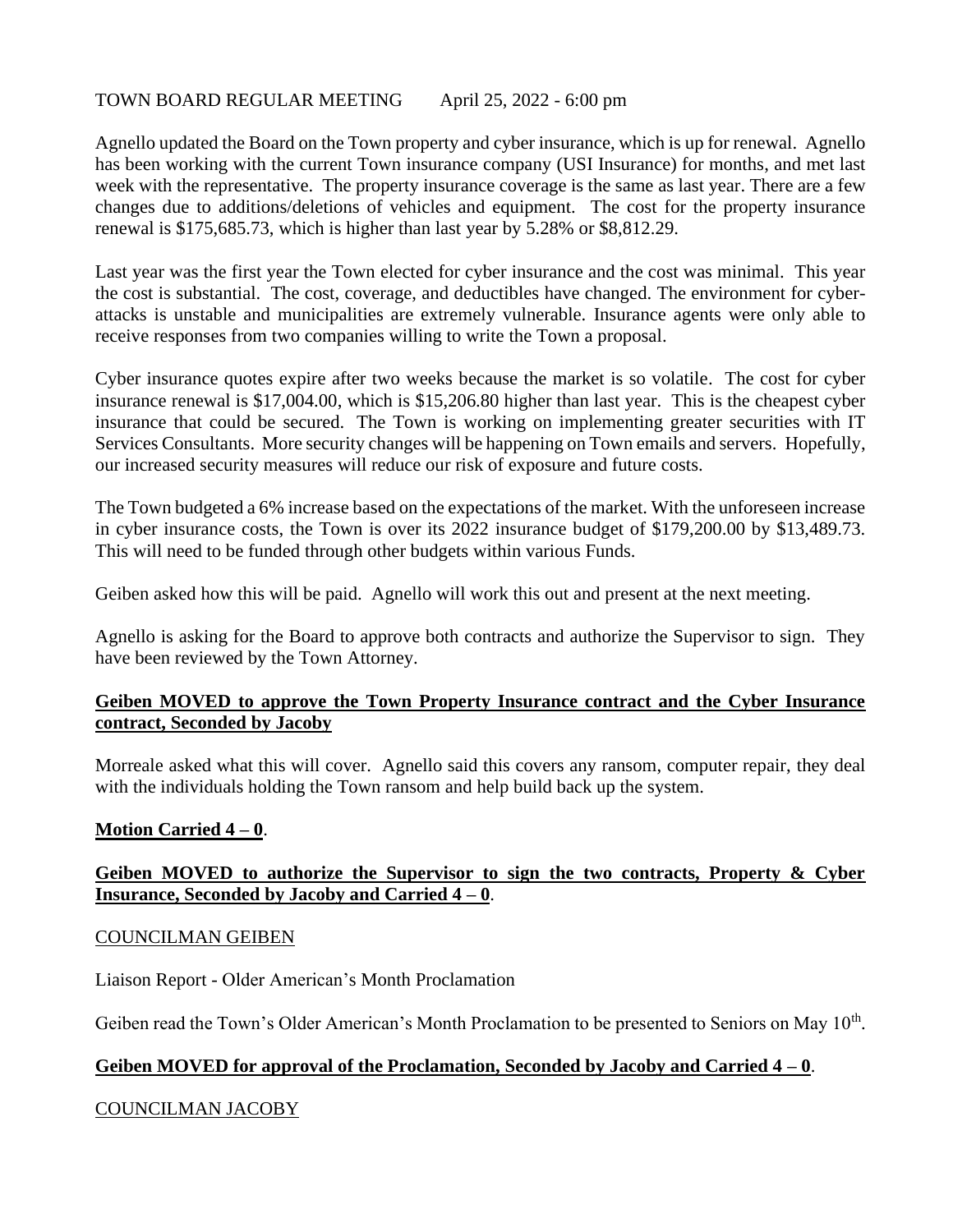TOWN BOARD REGULAR MEETING April 25, 2022 - 6:00 pm

Agnello updated the Board on the Town property and cyber insurance, which is up for renewal. Agnello has been working with the current Town insurance company (USI Insurance) for months, and met last week with the representative. The property insurance coverage is the same as last year. There are a few changes due to additions/deletions of vehicles and equipment. The cost for the property insurance renewal is $175,685.73, which is higher than last year by 5.28% or $8,812.29.

Last year was the first year the Town elected for cyber insurance and the cost was minimal. This year the cost is substantial. The cost, coverage, and deductibles have changed. The environment for cyber-attacks is unstable and municipalities are extremely vulnerable. Insurance agents were only able to receive responses from two companies willing to write the Town a proposal.

Cyber insurance quotes expire after two weeks because the market is so volatile. The cost for cyber insurance renewal is $17,004.00, which is $15,206.80 higher than last year. This is the cheapest cyber insurance that could be secured. The Town is working on implementing greater securities with IT Services Consultants. More security changes will be happening on Town emails and servers. Hopefully, our increased security measures will reduce our risk of exposure and future costs.

The Town budgeted a 6% increase based on the expectations of the market. With the unforeseen increase in cyber insurance costs, the Town is over its 2022 insurance budget of $179,200.00 by $13,489.73. This will need to be funded through other budgets within various Funds.

Geiben asked how this will be paid. Agnello will work this out and present at the next meeting.

Agnello is asking for the Board to approve both contracts and authorize the Supervisor to sign. They have been reviewed by the Town Attorney.

**Geiben MOVED to approve the Town Property Insurance contract and the Cyber Insurance contract, Seconded by Jacoby**

Morreale asked what this will cover. Agnello said this covers any ransom, computer repair, they deal with the individuals holding the Town ransom and help build back up the system.

**Motion Carried 4 – 0**.

**Geiben MOVED to authorize the Supervisor to sign the two contracts, Property & Cyber Insurance, Seconded by Jacoby and Carried 4 – 0**.

COUNCILMAN GEIBEN

Liaison Report - Older American's Month Proclamation

Geiben read the Town's Older American's Month Proclamation to be presented to Seniors on May 10th.

**Geiben MOVED for approval of the Proclamation, Seconded by Jacoby and Carried 4 – 0**.

COUNCILMAN JACOBY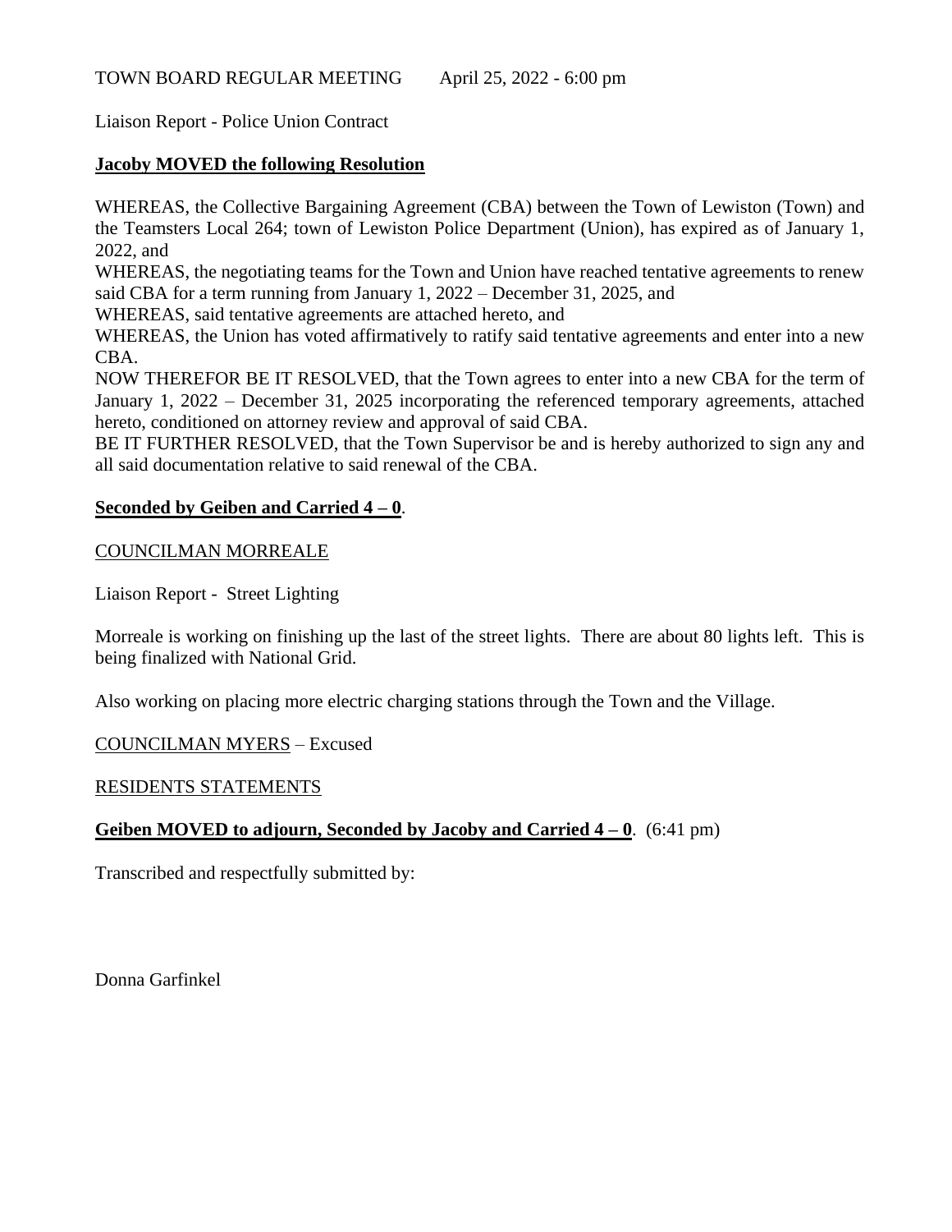TOWN BOARD REGULAR MEETING April 25, 2022 - 6:00 pm

Liaison Report - Police Union Contract

**Jacoby MOVED the following Resolution**

WHEREAS, the Collective Bargaining Agreement (CBA) between the Town of Lewiston (Town) and the Teamsters Local 264; town of Lewiston Police Department (Union), has expired as of January 1, 2022, and

WHEREAS, the negotiating teams for the Town and Union have reached tentative agreements to renew said CBA for a term running from January 1, 2022 – December 31, 2025, and

WHEREAS, said tentative agreements are attached hereto, and

WHEREAS, the Union has voted affirmatively to ratify said tentative agreements and enter into a new CBA.

NOW THEREFOR BE IT RESOLVED, that the Town agrees to enter into a new CBA for the term of January 1, 2022 – December 31, 2025 incorporating the referenced temporary agreements, attached hereto, conditioned on attorney review and approval of said CBA.

BE IT FURTHER RESOLVED, that the Town Supervisor be and is hereby authorized to sign any and all said documentation relative to said renewal of the CBA.

**Seconded by Geiben and Carried 4 – 0**.

COUNCILMAN MORREALE

Liaison Report - Street Lighting

Morreale is working on finishing up the last of the street lights. There are about 80 lights left. This is being finalized with National Grid.

Also working on placing more electric charging stations through the Town and the Village.

COUNCILMAN MYERS – Excused

RESIDENTS STATEMENTS

**Geiben MOVED to adjourn, Seconded by Jacoby and Carried 4 – 0**. (6:41 pm)

Transcribed and respectfully submitted by:

Donna Garfinkel